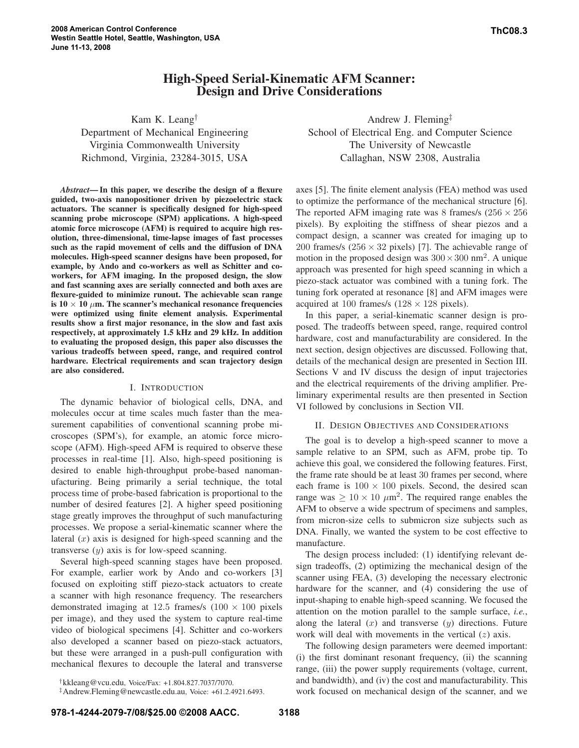# High-Speed Serial-Kinematic AFM Scanner: Design and Drive Considerations

Kam K. Leang[†]
Department of Mechanical Engineering
Virginia Commonwealth University
Richmond, Virginia, 23284-3015, USA

Andrew J. Fleming[‡]
School of Electrical Eng. and Computer Science
The University of Newcastle
Callaghan, NSW 2308, Australia

***Abstract*— In this paper, we describe the design of a flexure guided, two-axis nanopositioner driven by piezoelectric stack actuators. The scanner is specifically designed for high-speed scanning probe microscope (SPM) applications. A high-speed atomic force microscope (AFM) is required to acquire high resolution, three-dimensional, time-lapse images of fast processes such as the rapid movement of cells and the diffusion of DNA molecules. High-speed scanner designs have been proposed, for example, by Ando and co-workers as well as Schitter and co-workers, for AFM imaging. In the proposed design, the slow and fast scanning axes are serially connected and both axes are flexure-guided to minimize runout. The achievable scan range is $10 \times 10$ $\mu$m. The scanner's mechanical resonance frequencies were optimized using finite element analysis. Experimental results show a first major resonance, in the slow and fast axis respectively, at approximately 1.5 kHz and 29 kHz. In addition to evaluating the proposed design, this paper also discusses the various tradeoffs between speed, range, and required control hardware. Electrical requirements and scan trajectory design are also considered.**

## I. Introduction

The dynamic behavior of biological cells, DNA, and molecules occur at time scales much faster than the measurement capabilities of conventional scanning probe microscopes (SPM's), for example, an atomic force microscope (AFM). High-speed AFM is required to observe these processes in real-time [1]. Also, high-speed positioning is desired to enable high-throughput probe-based nanomanufacturing. Being primarily a serial technique, the total process time of probe-based fabrication is proportional to the number of desired features [2]. A higher speed positioning stage greatly improves the throughput of such manufacturing processes. We propose a serial-kinematic scanner where the lateral ($x$) axis is designed for high-speed scanning and the transverse ($y$) axis is for low-speed scanning.

Several high-speed scanning stages have been proposed. For example, earlier work by Ando and co-workers [3] focused on exploiting stiff piezo-stack actuators to create a scanner with high resonance frequency. The researchers demonstrated imaging at 12.5 frames/s ($100 \times 100$ pixels per image), and they used the system to capture real-time video of biological specimens [4]. Schitter and co-workers also developed a scanner based on piezo-stack actuators, but these were arranged in a push-pull configuration with mechanical flexures to decouple the lateral and transverse axes [5]. The finite element analysis (FEA) method was used to optimize the performance of the mechanical structure [6]. The reported AFM imaging rate was 8 frames/s ($256 \times 256$ pixels). By exploiting the stiffness of shear piezos and a compact design, a scanner was created for imaging up to 200 frames/s ($256 \times 32$ pixels) [7]. The achievable range of motion in the proposed design was $300 \times 300$ nm$^2$. A unique approach was presented for high speed scanning in which a piezo-stack actuator was combined with a tuning fork. The tuning fork operated at resonance [8] and AFM images were acquired at 100 frames/s ($128 \times 128$ pixels).

In this paper, a serial-kinematic scanner design is proposed. The tradeoffs between speed, range, required control hardware, cost and manufacturability are considered. In the next section, design objectives are discussed. Following that, details of the mechanical design are presented in Section III. Sections V and IV discuss the design of input trajectories and the electrical requirements of the driving amplifier. Preliminary experimental results are then presented in Section VI followed by conclusions in Section VII.

## II. Design Objectives and Considerations

The goal is to develop a high-speed scanner to move a sample relative to an SPM, such as AFM, probe tip. To achieve this goal, we considered the following features. First, the frame rate should be at least 30 frames per second, where each frame is $100 \times 100$ pixels. Second, the desired scan range was $\geq 10 \times 10$ $\mu$m$^2$. The required range enables the AFM to observe a wide spectrum of specimens and samples, from micron-size cells to submicron size subjects such as DNA. Finally, we wanted the system to be cost effective to manufacture.

The design process included: (1) identifying relevant design tradeoffs, (2) optimizing the mechanical design of the scanner using FEA, (3) developing the necessary electronic hardware for the scanner, and (4) considering the use of input-shaping to enable high-speed scanning. We focused the attention on the motion parallel to the sample surface, *i.e.*, along the lateral ($x$) and transverse ($y$) directions. Future work will deal with movements in the vertical ($z$) axis.

The following design parameters were deemed important: (i) the first dominant resonant frequency, (ii) the scanning range, (iii) the power supply requirements (voltage, current, and bandwidth), and (iv) the cost and manufacturability. This work focused on mechanical design of the scanner, and we

[†]kkleang@vcu.edu, Voice/Fax: +1.804.827.7037/7070.
[‡]Andrew.Fleming@newcastle.edu.au, Voice: +61.2.4921.6493.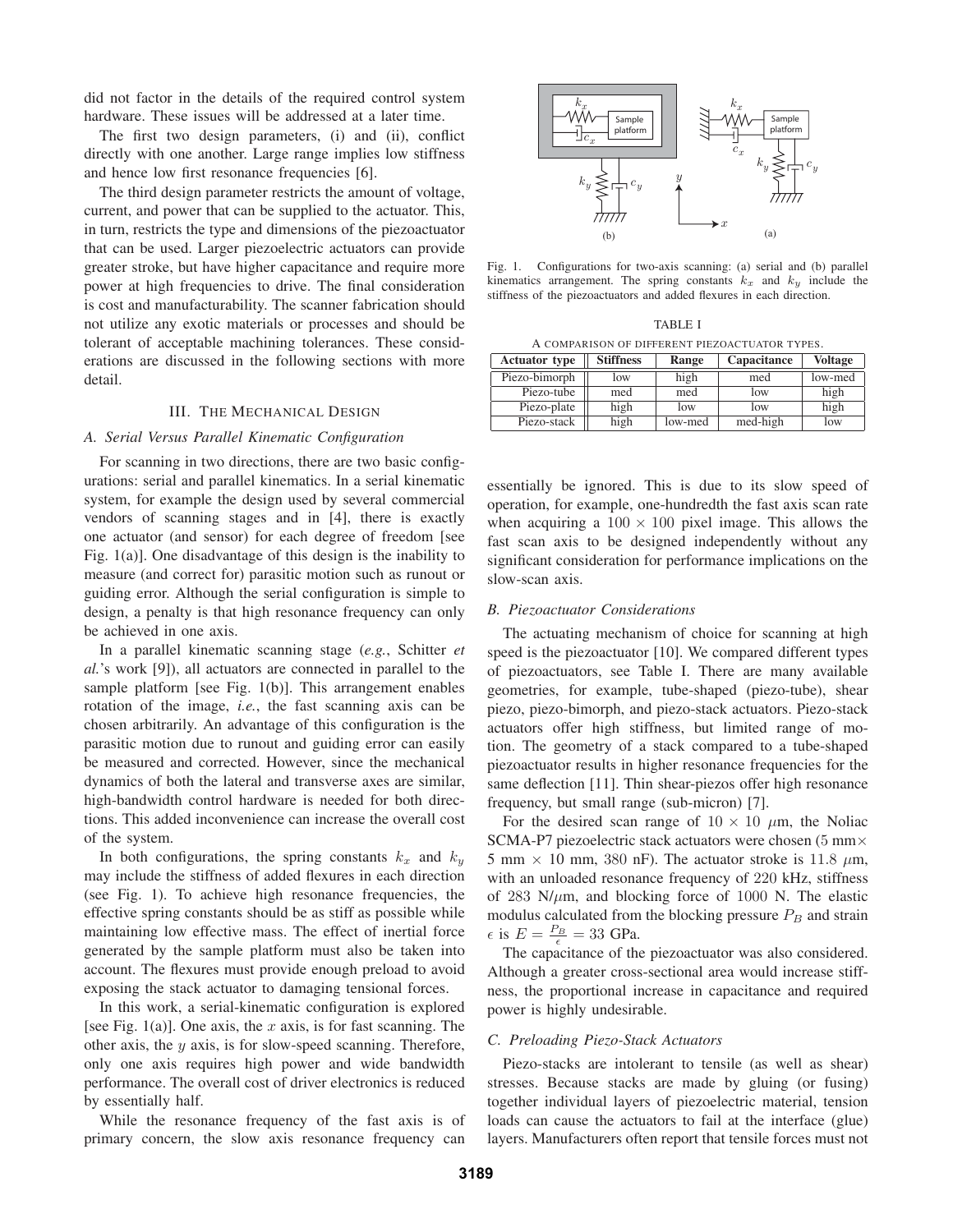did not factor in the details of the required control system hardware. These issues will be addressed at a later time.

The first two design parameters, (i) and (ii), conflict directly with one another. Large range implies low stiffness and hence low first resonance frequencies [6].

The third design parameter restricts the amount of voltage, current, and power that can be supplied to the actuator. This, in turn, restricts the type and dimensions of the piezoactuator that can be used. Larger piezoelectric actuators can provide greater stroke, but have higher capacitance and require more power at high frequencies to drive. The final consideration is cost and manufacturability. The scanner fabrication should not utilize any exotic materials or processes and should be tolerant of acceptable machining tolerances. These considerations are discussed in the following sections with more detail.

## III. The Mechanical Design

### A. Serial Versus Parallel Kinematic Configuration

For scanning in two directions, there are two basic configurations: serial and parallel kinematics. In a serial kinematic system, for example the design used by several commercial vendors of scanning stages and in [4], there is exactly one actuator (and sensor) for each degree of freedom [see Fig. 1(a)]. One disadvantage of this design is the inability to measure (and correct for) parasitic motion such as runout or guiding error. Although the serial configuration is simple to design, a penalty is that high resonance frequency can only be achieved in one axis.

In a parallel kinematic scanning stage (*e.g.*, Schitter *et al.*'s work [9]), all actuators are connected in parallel to the sample platform [see Fig. 1(b)]. This arrangement enables rotation of the image, *i.e.*, the fast scanning axis can be chosen arbitrarily. An advantage of this configuration is the parasitic motion due to runout and guiding error can easily be measured and corrected. However, since the mechanical dynamics of both the lateral and transverse axes are similar, high-bandwidth control hardware is needed for both directions. This added inconvenience can increase the overall cost of the system.

In both configurations, the spring constants $k_x$ and $k_y$ may include the stiffness of added flexures in each direction (see Fig. 1). To achieve high resonance frequencies, the effective spring constants should be as stiff as possible while maintaining low effective mass. The effect of inertial force generated by the sample platform must also be taken into account. The flexures must provide enough preload to avoid exposing the stack actuator to damaging tensional forces.

In this work, a serial-kinematic configuration is explored [see Fig. 1(a)]. One axis, the $x$ axis, is for fast scanning. The other axis, the $y$ axis, is for slow-speed scanning. Therefore, only one axis requires high power and wide bandwidth performance. The overall cost of driver electronics is reduced by essentially half.

While the resonance frequency of the fast axis is of primary concern, the slow axis resonance frequency can essentially be ignored. This is due to its slow speed of operation, for example, one-hundredth the fast axis scan rate when acquiring a $100 \times 100$ pixel image. This allows the fast scan axis to be designed independently without any significant consideration for performance implications on the slow-scan axis.

Fig. 1. Configurations for two-axis scanning: (a) serial and (b) parallel kinematics arrangement. The spring constants $k_x$ and $k_y$ include the stiffness of the piezoactuators and added flexures in each direction.

TABLE I
A comparison of different piezoactuator types.

| Actuator type | Stiffness | Range | Capacitance | Voltage |
|---|---|---|---|---|
| Piezo-bimorph | low | high | med | low-med |
| Piezo-tube | med | med | low | high |
| Piezo-plate | high | low | low | high |
| Piezo-stack | high | low-med | med-high | low |

### B. Piezoactuator Considerations

The actuating mechanism of choice for scanning at high speed is the piezoactuator [10]. We compared different types of piezoactuators, see Table I. There are many available geometries, for example, tube-shaped (piezo-tube), shear piezo, piezo-bimorph, and piezo-stack actuators. Piezo-stack actuators offer high stiffness, but limited range of motion. The geometry of a stack compared to a tube-shaped piezoactuator results in higher resonance frequencies for the same deflection [11]. Thin shear-piezos offer high resonance frequency, but small range (sub-micron) [7].

For the desired scan range of $10 \times 10$ $\mu$m, the Noliac SCMA-P7 piezoelectric stack actuators were chosen (5 mm$\times$ 5 mm $\times$ 10 mm, 380 nF). The actuator stroke is 11.8 $\mu$m, with an unloaded resonance frequency of 220 kHz, stiffness of 283 N/$\mu$m, and blocking force of 1000 N. The elastic modulus calculated from the blocking pressure $P_B$ and strain $\epsilon$ is $E = \frac{P_B}{\epsilon} = 33$ GPa.

The capacitance of the piezoactuator was also considered. Although a greater cross-sectional area would increase stiffness, the proportional increase in capacitance and required power is highly undesirable.

### C. Preloading Piezo-Stack Actuators

Piezo-stacks are intolerant to tensile (as well as shear) stresses. Because stacks are made by gluing (or fusing) together individual layers of piezoelectric material, tension loads can cause the actuators to fail at the interface (glue) layers. Manufacturers often report that tensile forces must not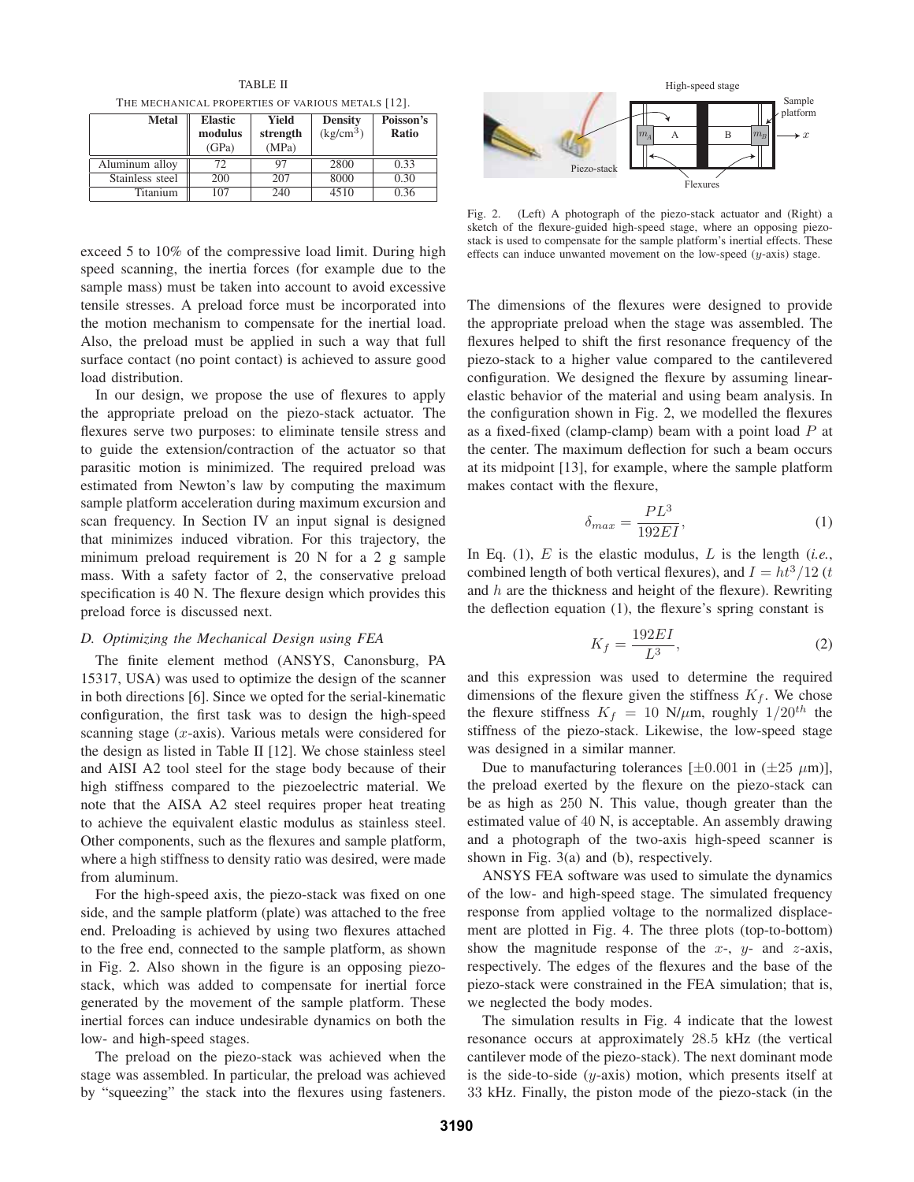TABLE II

THE MECHANICAL PROPERTIES OF VARIOUS METALS [12].

| Metal | Elastic modulus (GPa) | Yield strength (MPa) | Density (kg/cm$^3$) | Poisson's Ratio |
|---|---|---|---|---|
| Aluminum alloy | 72 | 97 | 2800 | 0.33 |
| Stainless steel | 200 | 207 | 8000 | 0.30 |
| Titanium | 107 | 240 | 4510 | 0.36 |

exceed 5 to 10% of the compressive load limit. During high speed scanning, the inertia forces (for example due to the sample mass) must be taken into account to avoid excessive tensile stresses. A preload force must be incorporated into the motion mechanism to compensate for the inertial load. Also, the preload must be applied in such a way that full surface contact (no point contact) is achieved to assure good load distribution.

In our design, we propose the use of flexures to apply the appropriate preload on the piezo-stack actuator. The flexures serve two purposes: to eliminate tensile stress and to guide the extension/contraction of the actuator so that parasitic motion is minimized. The required preload was estimated from Newton's law by computing the maximum sample platform acceleration during maximum excursion and scan frequency. In Section IV an input signal is designed that minimizes induced vibration. For this trajectory, the minimum preload requirement is 20 N for a 2 g sample mass. With a safety factor of 2, the conservative preload specification is 40 N. The flexure design which provides this preload force is discussed next.

### D. Optimizing the Mechanical Design using FEA

The finite element method (ANSYS, Canonsburg, PA 15317, USA) was used to optimize the design of the scanner in both directions [6]. Since we opted for the serial-kinematic configuration, the first task was to design the high-speed scanning stage ($x$-axis). Various metals were considered for the design as listed in Table II [12]. We chose stainless steel and AISI A2 tool steel for the stage body because of their high stiffness compared to the piezoelectric material. We note that the AISA A2 steel requires proper heat treating to achieve the equivalent elastic modulus as stainless steel. Other components, such as the flexures and sample platform, where a high stiffness to density ratio was desired, were made from aluminum.

For the high-speed axis, the piezo-stack was fixed on one side, and the sample platform (plate) was attached to the free end. Preloading is achieved by using two flexures attached to the free end, connected to the sample platform, as shown in Fig. 2. Also shown in the figure is an opposing piezo-stack, which was added to compensate for inertial force generated by the movement of the sample platform. These inertial forces can induce undesirable dynamics on both the low- and high-speed stages.

The preload on the piezo-stack was achieved when the stage was assembled. In particular, the preload was achieved by "squeezing" the stack into the flexures using fasteners.

Fig. 2. (Left) A photograph of the piezo-stack actuator and (Right) a sketch of the flexure-guided high-speed stage, where an opposing piezo-stack is used to compensate for the sample platform's inertial effects. These effects can induce unwanted movement on the low-speed ($y$-axis) stage.

The dimensions of the flexures were designed to provide the appropriate preload when the stage was assembled. The flexures helped to shift the first resonance frequency of the piezo-stack to a higher value compared to the cantilevered configuration. We designed the flexure by assuming linear-elastic behavior of the material and using beam analysis. In the configuration shown in Fig. 2, we modelled the flexures as a fixed-fixed (clamp-clamp) beam with a point load $P$ at the center. The maximum deflection for such a beam occurs at its midpoint [13], for example, where the sample platform makes contact with the flexure,

$$\delta_{max} = \frac{PL^3}{192EI}, \tag{1}$$

In Eq. (1), $E$ is the elastic modulus, $L$ is the length (*i.e.*, combined length of both vertical flexures), and $I = ht^3/12$ ($t$ and $h$ are the thickness and height of the flexure). Rewriting the deflection equation (1), the flexure's spring constant is

$$K_f = \frac{192EI}{L^3}, \tag{2}$$

and this expression was used to determine the required dimensions of the flexure given the stiffness $K_f$. We chose the flexure stiffness $K_f = 10$ N/$\mu$m, roughly $1/20^{th}$ the stiffness of the piezo-stack. Likewise, the low-speed stage was designed in a similar manner.

Due to manufacturing tolerances [$\pm 0.001$ in ($\pm 25$ $\mu$m)], the preload exerted by the flexure on the piezo-stack can be as high as $250$ N. This value, though greater than the estimated value of $40$ N, is acceptable. An assembly drawing and a photograph of the two-axis high-speed scanner is shown in Fig. 3(a) and (b), respectively.

ANSYS FEA software was used to simulate the dynamics of the low- and high-speed stage. The simulated frequency response from applied voltage to the normalized displacement are plotted in Fig. 4. The three plots (top-to-bottom) show the magnitude response of the $x$-, $y$- and $z$-axis, respectively. The edges of the flexures and the base of the piezo-stack were constrained in the FEA simulation; that is, we neglected the body modes.

The simulation results in Fig. 4 indicate that the lowest resonance occurs at approximately $28.5$ kHz (the vertical cantilever mode of the piezo-stack). The next dominant mode is the side-to-side ($y$-axis) motion, which presents itself at $33$ kHz. Finally, the piston mode of the piezo-stack (in the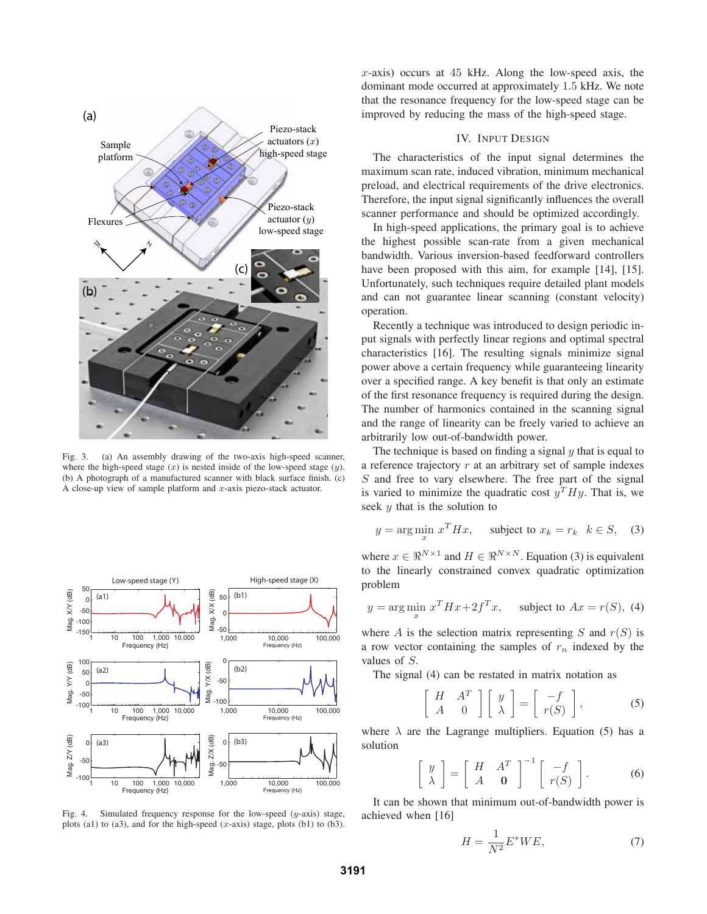Fig. 3. (a) An assembly drawing of the two-axis high-speed scanner, where the high-speed stage ($x$) is nested inside of the low-speed stage ($y$). (b) A photograph of a manufactured scanner with black surface finish. (c) A close-up view of sample platform and $x$-axis piezo-stack actuator.

Fig. 4. Simulated frequency response for the low-speed ($y$-axis) stage, plots (a1) to (a3), and for the high-speed ($x$-axis) stage, plots (b1) to (b3).

$x$-axis) occurs at 45 kHz. Along the low-speed axis, the dominant mode occurred at approximately 1.5 kHz. We note that the resonance frequency for the low-speed stage can be improved by reducing the mass of the high-speed stage.

## IV. Input Design

The characteristics of the input signal determines the maximum scan rate, induced vibration, minimum mechanical preload, and electrical requirements of the drive electronics. Therefore, the input signal significantly influences the overall scanner performance and should be optimized accordingly.

In high-speed applications, the primary goal is to achieve the highest possible scan-rate from a given mechanical bandwidth. Various inversion-based feedforward controllers have been proposed with this aim, for example [14], [15]. Unfortunately, such techniques require detailed plant models and can not guarantee linear scanning (constant velocity) operation.

Recently a technique was introduced to design periodic input signals with perfectly linear regions and optimal spectral characteristics [16]. The resulting signals minimize signal power above a certain frequency while guaranteeing linearity over a specified range. A key benefit is that only an estimate of the first resonance frequency is required during the design. The number of harmonics contained in the scanning signal and the range of linearity can be freely varied to achieve an arbitrarily low out-of-bandwidth power.

The technique is based on finding a signal $y$ that is equal to a reference trajectory $r$ at an arbitrary set of sample indexes $S$ and free to vary elsewhere. The free part of the signal is varied to minimize the quadratic cost $y^T H y$. That is, we seek $y$ that is the solution to

$$y = \arg\min_{x} x^T H x, \quad \text{subject to } x_k = r_k \quad k \in S, \quad (3)$$

where $x \in \Re^{N\times 1}$ and $H \in \Re^{N\times N}$. Equation (3) is equivalent to the linearly constrained convex quadratic optimization problem

$$y = \arg\min_{x} x^T H x + 2 f^T x, \quad \text{subject to } Ax = r(S), \quad (4)$$

where $A$ is the selection matrix representing $S$ and $r(S)$ is a row vector containing the samples of $r_n$ indexed by the values of $S$.

The signal (4) can be restated in matrix notation as

$$\begin{bmatrix} H & A^T \\ A & 0 \end{bmatrix} \begin{bmatrix} y \\ \lambda \end{bmatrix} = \begin{bmatrix} -f \\ r(S) \end{bmatrix}, \quad (5)$$

where $\lambda$ are the Lagrange multipliers. Equation (5) has a solution

$$\begin{bmatrix} y \\ \lambda \end{bmatrix} = \begin{bmatrix} H & A^T \\ A & \mathbf{0} \end{bmatrix}^{-1} \begin{bmatrix} -f \\ r(S) \end{bmatrix}. \quad (6)$$

It can be shown that minimum out-of-bandwidth power is achieved when [16]

$$H = \frac{1}{N^2} E^* W E, \quad (7)$$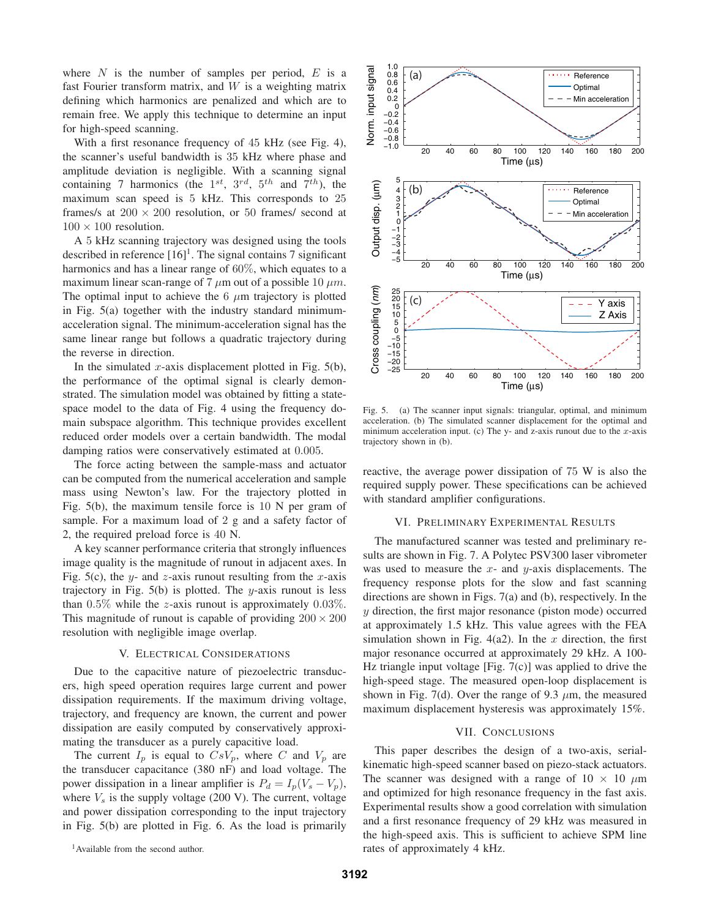where $N$ is the number of samples per period, $E$ is a fast Fourier transform matrix, and $W$ is a weighting matrix defining which harmonics are penalized and which are to remain free. We apply this technique to determine an input for high-speed scanning.

With a first resonance frequency of 45 kHz (see Fig. 4), the scanner's useful bandwidth is 35 kHz where phase and amplitude deviation is negligible. With a scanning signal containing 7 harmonics (the $1^{st}$, $3^{rd}$, $5^{th}$ and $7^{th}$), the maximum scan speed is 5 kHz. This corresponds to 25 frames/s at $200 \times 200$ resolution, or 50 frames/ second at $100 \times 100$ resolution.

A 5 kHz scanning trajectory was designed using the tools described in reference [16][1]. The signal contains 7 significant harmonics and has a linear range of 60%, which equates to a maximum linear scan-range of 7 $\mu m$ out of a possible 10 $\mu m$. The optimal input to achieve the 6 $\mu$m trajectory is plotted in Fig. 5(a) together with the industry standard minimum-acceleration signal. The minimum-acceleration signal has the same linear range but follows a quadratic trajectory during the reverse in direction.

In the simulated $x$-axis displacement plotted in Fig. 5(b), the performance of the optimal signal is clearly demonstrated. The simulation model was obtained by fitting a state-space model to the data of Fig. 4 using the frequency domain subspace algorithm. This technique provides excellent reduced order models over a certain bandwidth. The modal damping ratios were conservatively estimated at 0.005.

The force acting between the sample-mass and actuator can be computed from the numerical acceleration and sample mass using Newton's law. For the trajectory plotted in Fig. 5(b), the maximum tensile force is 10 N per gram of sample. For a maximum load of 2 g and a safety factor of 2, the required preload force is 40 N.

A key scanner performance criteria that strongly influences image quality is the magnitude of runout in adjacent axes. In Fig. 5(c), the $y$- and $z$-axis runout resulting from the $x$-axis trajectory in Fig. 5(b) is plotted. The $y$-axis runout is less than 0.5% while the $z$-axis runout is approximately 0.03%. This magnitude of runout is capable of providing $200 \times 200$ resolution with negligible image overlap.

## V. Electrical Considerations

Due to the capacitive nature of piezoelectric transducers, high speed operation requires large current and power dissipation requirements. If the maximum driving voltage, trajectory, and frequency are known, the current and power dissipation are easily computed by conservatively approximating the transducer as a purely capacitive load.

The current $I_p$ is equal to $CsV_p$, where $C$ and $V_p$ are the transducer capacitance (380 nF) and load voltage. The power dissipation in a linear amplifier is $P_d = I_p(V_s - V_p)$, where $V_s$ is the supply voltage (200 V). The current, voltage and power dissipation corresponding to the input trajectory in Fig. 5(b) are plotted in Fig. 6. As the load is primarily reactive, the average power dissipation of 75 W is also the required supply power. These specifications can be achieved with standard amplifier configurations.

[1] Available from the second author.

Fig. 5. (a) The scanner input signals: triangular, optimal, and minimum acceleration. (b) The simulated scanner displacement for the optimal and minimum acceleration input. (c) The y- and z-axis runout due to the $x$-axis trajectory shown in (b).

## VI. Preliminary Experimental Results

The manufactured scanner was tested and preliminary results are shown in Fig. 7. A Polytec PSV300 laser vibrometer was used to measure the $x$- and $y$-axis displacements. The frequency response plots for the slow and fast scanning directions are shown in Figs. 7(a) and (b), respectively. In the $y$ direction, the first major resonance (piston mode) occurred at approximately 1.5 kHz. This value agrees with the FEA simulation shown in Fig. 4(a2). In the $x$ direction, the first major resonance occurred at approximately 29 kHz. A 100-Hz triangle input voltage [Fig. 7(c)] was applied to drive the high-speed stage. The measured open-loop displacement is shown in Fig. 7(d). Over the range of 9.3 $\mu$m, the measured maximum displacement hysteresis was approximately 15%.

## VII. Conclusions

This paper describes the design of a two-axis, serial-kinematic high-speed scanner based on piezo-stack actuators. The scanner was designed with a range of $10 \times 10$ $\mu$m and optimized for high resonance frequency in the fast axis. Experimental results show a good correlation with simulation and a first resonance frequency of 29 kHz was measured in the high-speed axis. This is sufficient to achieve SPM line rates of approximately 4 kHz.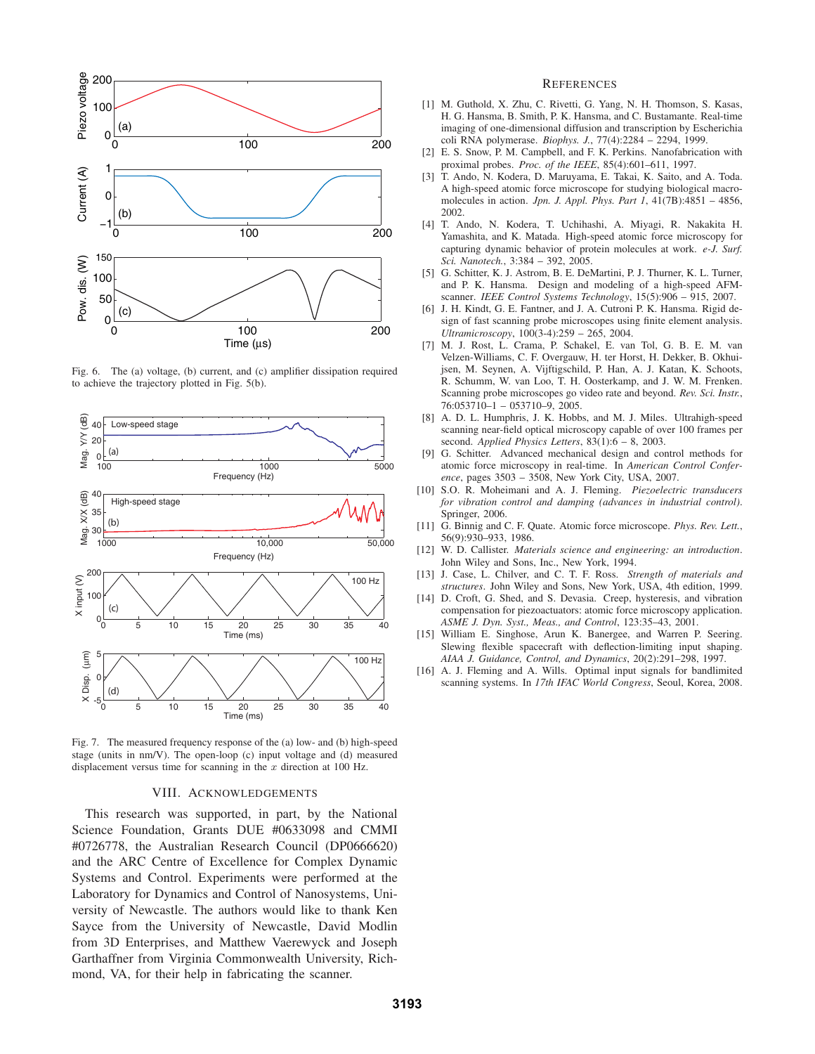Piezo voltage
200
100
0
(a)
0
100
200

Current (A)
1
0
−1
(b)
0
100
200

Pow. dis. (W)
150
100
50
0
(c)
0
100
200
Time (µs)

Fig. 6. The (a) voltage, (b) current, and (c) amplifier dissipation required to achieve the trajectory plotted in Fig. 5(b).

Mag. Y/Y (dB)
40
20
0
Low-speed stage
(a)
100
1000
5000
Frequency (Hz)

Mag. X/X (dB)
40
35
30
High-speed stage
(b)
1000
10,000
50,000
Frequency (Hz)

X input (V)
200
100
0
(c)
100 Hz
0
5
10
15
20
25
30
35
40
Time (ms)

X Disp. (µm)
5
0
-5
(d)
100 Hz
0
5
10
15
20
25
30
35
40
Time (ms)

Fig. 7. The measured frequency response of the (a) low- and (b) high-speed stage (units in nm/V). The open-loop (c) input voltage and (d) measured displacement versus time for scanning in the $x$ direction at 100 Hz.

## VIII. Acknowledgements

This research was supported, in part, by the National Science Foundation, Grants DUE #0633098 and CMMI #0726778, the Australian Research Council (DP0666620) and the ARC Centre of Excellence for Complex Dynamic Systems and Control. Experiments were performed at the Laboratory for Dynamics and Control of Nanosystems, University of Newcastle. The authors would like to thank Ken Sayce from the University of Newcastle, David Modlin from 3D Enterprises, and Matthew Vaerewyck and Joseph Garthaffner from Virginia Commonwealth University, Richmond, VA, for their help in fabricating the scanner.

## References

[1] M. Guthold, X. Zhu, C. Rivetti, G. Yang, N. H. Thomson, S. Kasas, H. G. Hansma, B. Smith, P. K. Hansma, and C. Bustamante. Real-time imaging of one-dimensional diffusion and transcription by Escherichia coli RNA polymerase. *Biophys. J.*, 77(4):2284 – 2294, 1999.

[2] E. S. Snow, P. M. Campbell, and F. K. Perkins. Nanofabrication with proximal probes. *Proc. of the IEEE*, 85(4):601–611, 1997.

[3] T. Ando, N. Kodera, D. Maruyama, E. Takai, K. Saito, and A. Toda. A high-speed atomic force microscope for studying biological macromolecules in action. *Jpn. J. Appl. Phys. Part 1*, 41(7B):4851 – 4856, 2002.

[4] T. Ando, N. Kodera, T. Uchihashi, A. Miyagi, R. Nakakita H. Yamashita, and K. Matada. High-speed atomic force microscopy for capturing dynamic behavior of protein molecules at work. *e-J. Surf. Sci. Nanotech.*, 3:384 – 392, 2005.

[5] G. Schitter, K. J. Astrom, B. E. DeMartini, P. J. Thurner, K. L. Turner, and P. K. Hansma. Design and modeling of a high-speed AFM-scanner. *IEEE Control Systems Technology*, 15(5):906 – 915, 2007.

[6] J. H. Kindt, G. E. Fantner, and J. A. Cutroni P. K. Hansma. Rigid design of fast scanning probe microscopes using finite element analysis. *Ultramicroscopy*, 100(3-4):259 – 265, 2004.

[7] M. J. Rost, L. Crama, P. Schakel, E. van Tol, G. B. E. M. van Velzen-Williams, C. F. Overgaauw, H. ter Horst, H. Dekker, B. Okhuijsen, M. Seynen, A. Vijftigschild, P. Han, A. J. Katan, K. Schoots, R. Schumm, W. van Loo, T. H. Oosterkamp, and J. W. M. Frenken. Scanning probe microscopes go video rate and beyond. *Rev. Sci. Instr.*, 76:053710–1 – 053710–9, 2005.

[8] A. D. L. Humphris, J. K. Hobbs, and M. J. Miles. Ultrahigh-speed scanning near-field optical microscopy capable of over 100 frames per second. *Applied Physics Letters*, 83(1):6 – 8, 2003.

[9] G. Schitter. Advanced mechanical design and control methods for atomic force microscopy in real-time. In *American Control Conference*, pages 3503 – 3508, New York City, USA, 2007.

[10] S.O. R. Moheimani and A. J. Fleming. *Piezoelectric transducers for vibration control and damping (advances in industrial control)*. Springer, 2006.

[11] G. Binnig and C. F. Quate. Atomic force microscope. *Phys. Rev. Lett.*, 56(9):930–933, 1986.

[12] W. D. Callister. *Materials science and engineering: an introduction*. John Wiley and Sons, Inc., New York, 1994.

[13] J. Case, L. Chilver, and C. T. F. Ross. *Strength of materials and structures*. John Wiley and Sons, New York, USA, 4th edition, 1999.

[14] D. Croft, G. Shed, and S. Devasia. Creep, hysteresis, and vibration compensation for piezoactuators: atomic force microscopy application. *ASME J. Dyn. Syst., Meas., and Control*, 123:35–43, 2001.

[15] William E. Singhose, Arun K. Banergee, and Warren P. Seering. Slewing flexible spacecraft with deflection-limiting input shaping. *AIAA J. Guidance, Control, and Dynamics*, 20(2):291–298, 1997.

[16] A. J. Fleming and A. Wills. Optimal input signals for bandlimited scanning systems. In *17th IFAC World Congress*, Seoul, Korea, 2008.